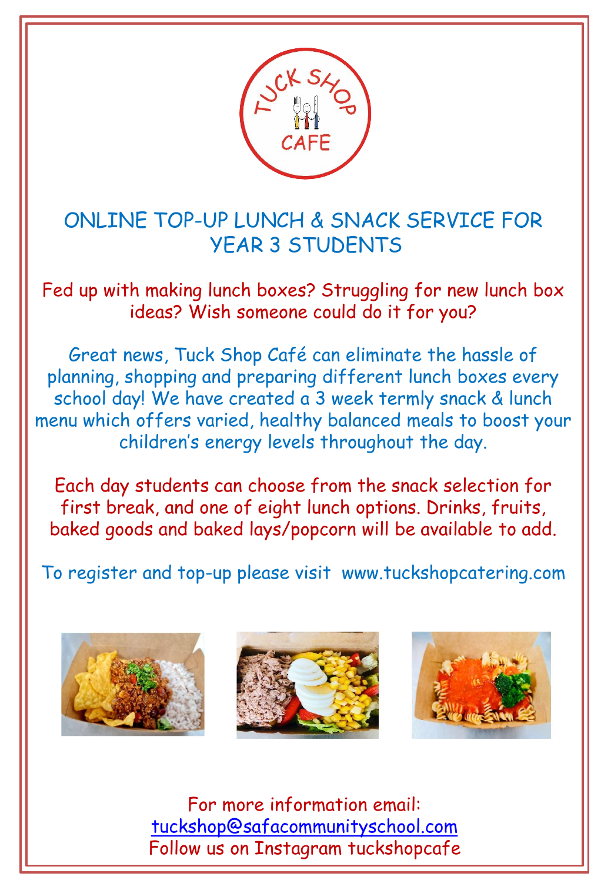# ONLINE TOP-UP LUNCH & SNACK SERVICE FOR YEAR 3 STUDENTS

Fed up with making lunch boxes? Struggling for new lunch box ideas? Wish someone could do it for you?

Great news, Tuck Shop Café can eliminate the hassle of planning, shopping and preparing different lunch boxes every school day! We have created a 3 week termly snack & lunch menu which offers varied, healthy balanced meals to boost your children's energy levels throughout the day.

Each day students can choose from the snack selection for first break, and one of eight lunch options. Drinks, fruits, baked goods and baked lays/popcorn will be available to add.

To register and top-up please visit www.tuckshopcatering.com

For more information email:
tuckshop@safacommunityschool.com
Follow us on Instagram tuckshopcafe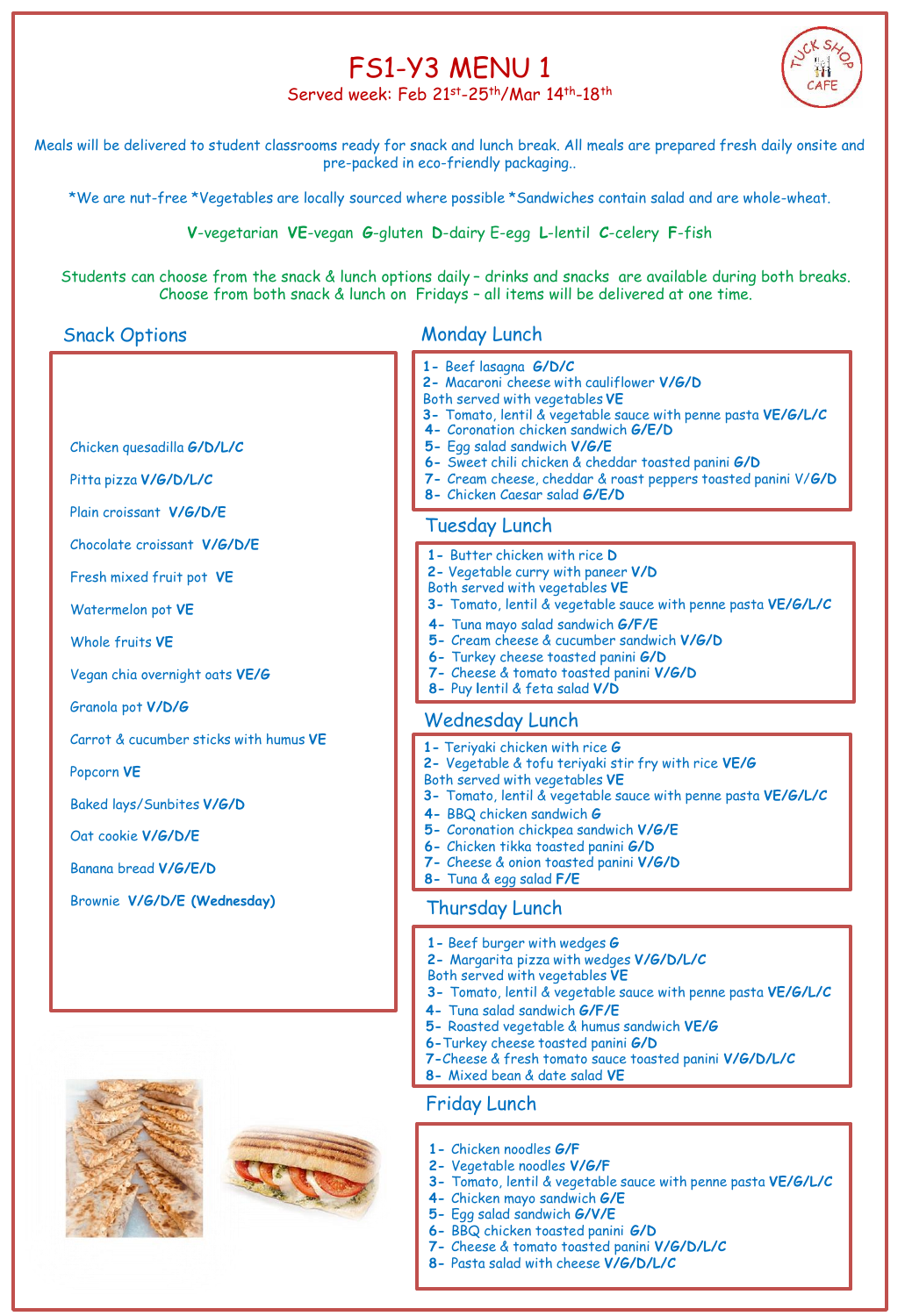# FS1-Y3 MENU 1

Served week: Feb 21st-25th/Mar 14th-18th

Meals will be delivered to student classrooms ready for snack and lunch break. All meals are prepared fresh daily onsite and pre-packed in eco-friendly packaging..

*We are nut-free *Vegetables are locally sourced where possible *Sandwiches contain salad and are whole-wheat.

**V**-vegetarian **VE**-vegan **G**-gluten **D**-dairy E-egg **L**-lentil **C**-celery **F**-fish

Students can choose from the snack & lunch options daily – drinks and snacks are available during both breaks. Choose from both snack & lunch on Fridays – all items will be delivered at one time.

## Snack Options

Chicken quesadilla **G/D/L/C**

Pitta pizza **V/G/D/L/C**

Plain croissant **V/G/D/E**

Chocolate croissant **V/G/D/E**

Fresh mixed fruit pot **VE**

Watermelon pot **VE**

Whole fruits **VE**

Vegan chia overnight oats **VE/G**

Granola pot **V/D/G**

Carrot & cucumber sticks with humus **VE**

Popcorn **VE**

Baked lays/Sunbites **V/G/D**

Oat cookie **V/G/D/E**

Banana bread **V/G/E/D**

Brownie **V/G/D/E (Wednesday)**

## Monday Lunch

1- Beef lasagna **G/D/C**
2- Macaroni cheese with cauliflower **V/G/D**
Both served with vegetables **VE**
3- Tomato, lentil & vegetable sauce with penne pasta **VE/G/L/C**
4- Coronation chicken sandwich **G/E/D**
5- Egg salad sandwich **V/G/E**
6- Sweet chili chicken & cheddar toasted panini **G/D**
7- Cream cheese, cheddar & roast peppers toasted panini V/**G/D**
8- Chicken Caesar salad **G/E/D**

## Tuesday Lunch

1- Butter chicken with rice **D**
2- Vegetable curry with paneer **V/D**
Both served with vegetables **VE**
3- Tomato, lentil & vegetable sauce with penne pasta **VE/G/L/C**
4- Tuna mayo salad sandwich **G/F/E**
5- Cream cheese & cucumber sandwich **V/G/D**
6- Turkey cheese toasted panini **G/D**
7- Cheese & tomato toasted panini **V/G/D**
8- Puy lentil & feta salad **V/D**

## Wednesday Lunch

1- Teriyaki chicken with rice **G**
2- Vegetable & tofu teriyaki stir fry with rice **VE/G**
Both served with vegetables **VE**
3- Tomato, lentil & vegetable sauce with penne pasta **VE/G/L/C**
4- BBQ chicken sandwich **G**
5- Coronation chickpea sandwich **V/G/E**
6- Chicken tikka toasted panini **G/D**
7- Cheese & onion toasted panini **V/G/D**
8- Tuna & egg salad **F/E**

## Thursday Lunch

1- Beef burger with wedges **G**
2- Margarita pizza with wedges **V/G/D/L/C**
Both served with vegetables **VE**
3- Tomato, lentil & vegetable sauce with penne pasta **VE/G/L/C**
4- Tuna salad sandwich **G/F/E**
5- Roasted vegetable & humus sandwich **VE/G**
6-Turkey cheese toasted panini **G/D**
7-Cheese & fresh tomato sauce toasted panini **V/G/D/L/C**
8- Mixed bean & date salad **VE**

## Friday Lunch

1- Chicken noodles **G/F**
2- Vegetable noodles **V/G/F**
3- Tomato, lentil & vegetable sauce with penne pasta **VE/G/L/C**
4- Chicken mayo sandwich **G/E**
5- Egg salad sandwich **G/V/E**
6- BBQ chicken toasted panini **G/D**
7- Cheese & tomato toasted panini **V/G/D/L/C**
8- Pasta salad with cheese **V/G/D/L/C**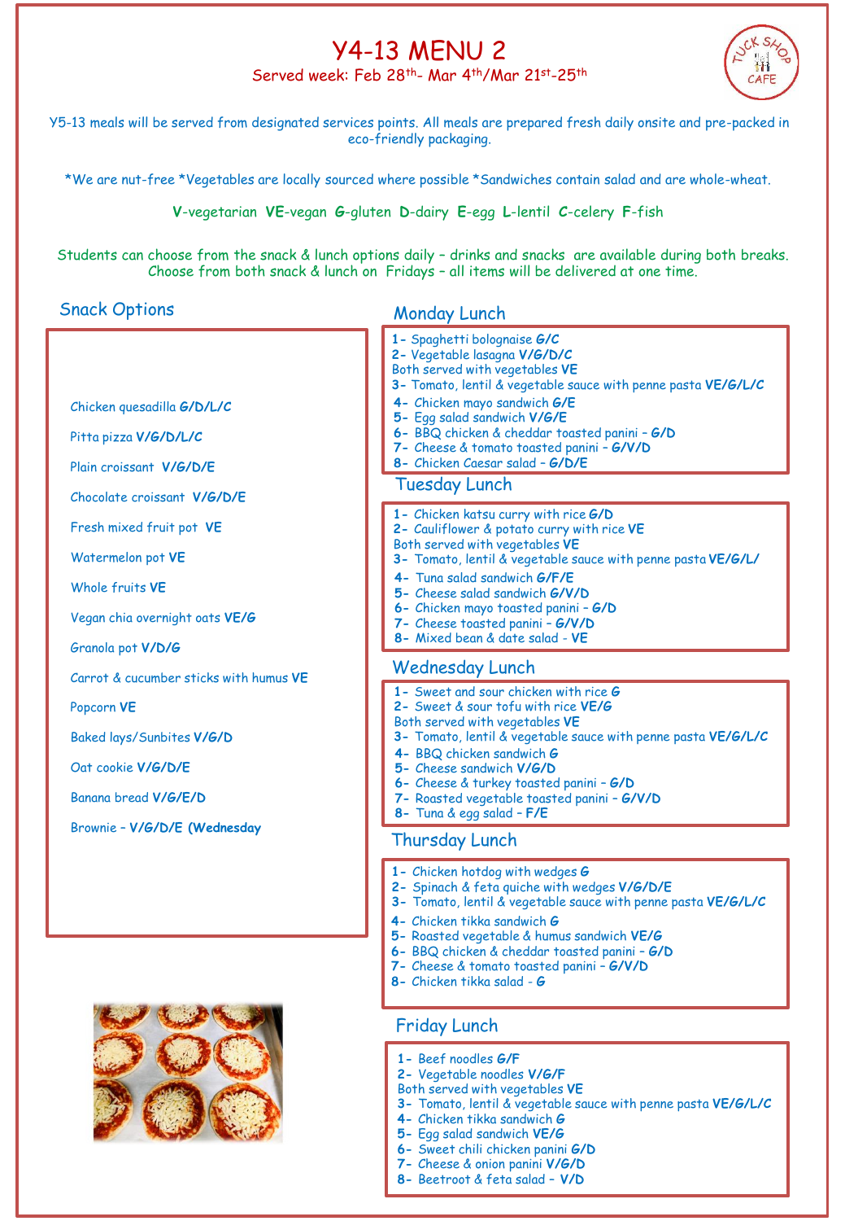# Y4-13 MENU 2

Served week: Feb 28th- Mar 4th/Mar 21st-25th

Y5-13 meals will be served from designated services points. All meals are prepared fresh daily onsite and pre-packed in eco-friendly packaging.

*We are nut-free *Vegetables are locally sourced where possible *Sandwiches contain salad and are whole-wheat.

**V**-vegetarian **VE**-vegan **G**-gluten **D**-dairy **E**-egg **L**-lentil **C**-celery **F**-fish

Students can choose from the snack & lunch options daily – drinks and snacks are available during both breaks. Choose from both snack & lunch on Fridays – all items will be delivered at one time.

## Snack Options

- Chicken quesadilla **G/D/L/C**
- Pitta pizza **V/G/D/L/C**
- Plain croissant **V/G/D/E**
- Chocolate croissant **V/G/D/E**
- Fresh mixed fruit pot **VE**
- Watermelon pot **VE**
- Whole fruits **VE**
- Vegan chia overnight oats **VE/G**
- Granola pot **V/D/G**
- Carrot & cucumber sticks with humus **VE**
- Popcorn **VE**
- Baked lays/Sunbites **V/G/D**
- Oat cookie **V/G/D/E**
- Banana bread **V/G/E/D**
- Brownie – **V/G/D/E (Wednesday**

## Monday Lunch

1- Spaghetti bolognaise **G/C**
2- Vegetable lasagna **V/G/D/C**
Both served with vegetables **VE**
3- Tomato, lentil & vegetable sauce with penne pasta **VE/G/L/C**
4- Chicken mayo sandwich **G/E**
5- Egg salad sandwich **V/G/E**
6- BBQ chicken & cheddar toasted panini – **G/D**
7- Cheese & tomato toasted panini – **G/V/D**
8- Chicken Caesar salad – **G/D/E**

## Tuesday Lunch

1- Chicken katsu curry with rice **G/D**
2- Cauliflower & potato curry with rice **VE**
Both served with vegetables **VE**
3- Tomato, lentil & vegetable sauce with penne pasta **VE/G/L/**
4- Tuna salad sandwich **G/F/E**
5- Cheese salad sandwich **G/V/D**
6- Chicken mayo toasted panini – **G/D**
7- Cheese toasted panini – **G/V/D**
8- Mixed bean & date salad - **VE**

## Wednesday Lunch

1- Sweet and sour chicken with rice **G**
2- Sweet & sour tofu with rice **VE/G**
Both served with vegetables **VE**
3- Tomato, lentil & vegetable sauce with penne pasta **VE/G/L/C**
4- BBQ chicken sandwich **G**
5- Cheese sandwich **V/G/D**
6- Cheese & turkey toasted panini – **G/D**
7- Roasted vegetable toasted panini – **G/V/D**
8- Tuna & egg salad – **F/E**

## Thursday Lunch

1- Chicken hotdog with wedges **G**
2- Spinach & feta quiche with wedges **V/G/D/E**
3- Tomato, lentil & vegetable sauce with penne pasta **VE/G/L/C**
4- Chicken tikka sandwich **G**
5- Roasted vegetable & humus sandwich **VE/G**
6- BBQ chicken & cheddar toasted panini – **G/D**
7- Cheese & tomato toasted panini – **G/V/D**
8- Chicken tikka salad - **G**

## Friday Lunch

1- Beef noodles **G/F**
2- Vegetable noodles **V/G/F**
Both served with vegetables **VE**
3- Tomato, lentil & vegetable sauce with penne pasta **VE/G/L/C**
4- Chicken tikka sandwich **G**
5- Egg salad sandwich **VE/G**
6- Sweet chili chicken panini **G/D**
7- Cheese & onion panini **V/G/D**
8- Beetroot & feta salad – **V/D**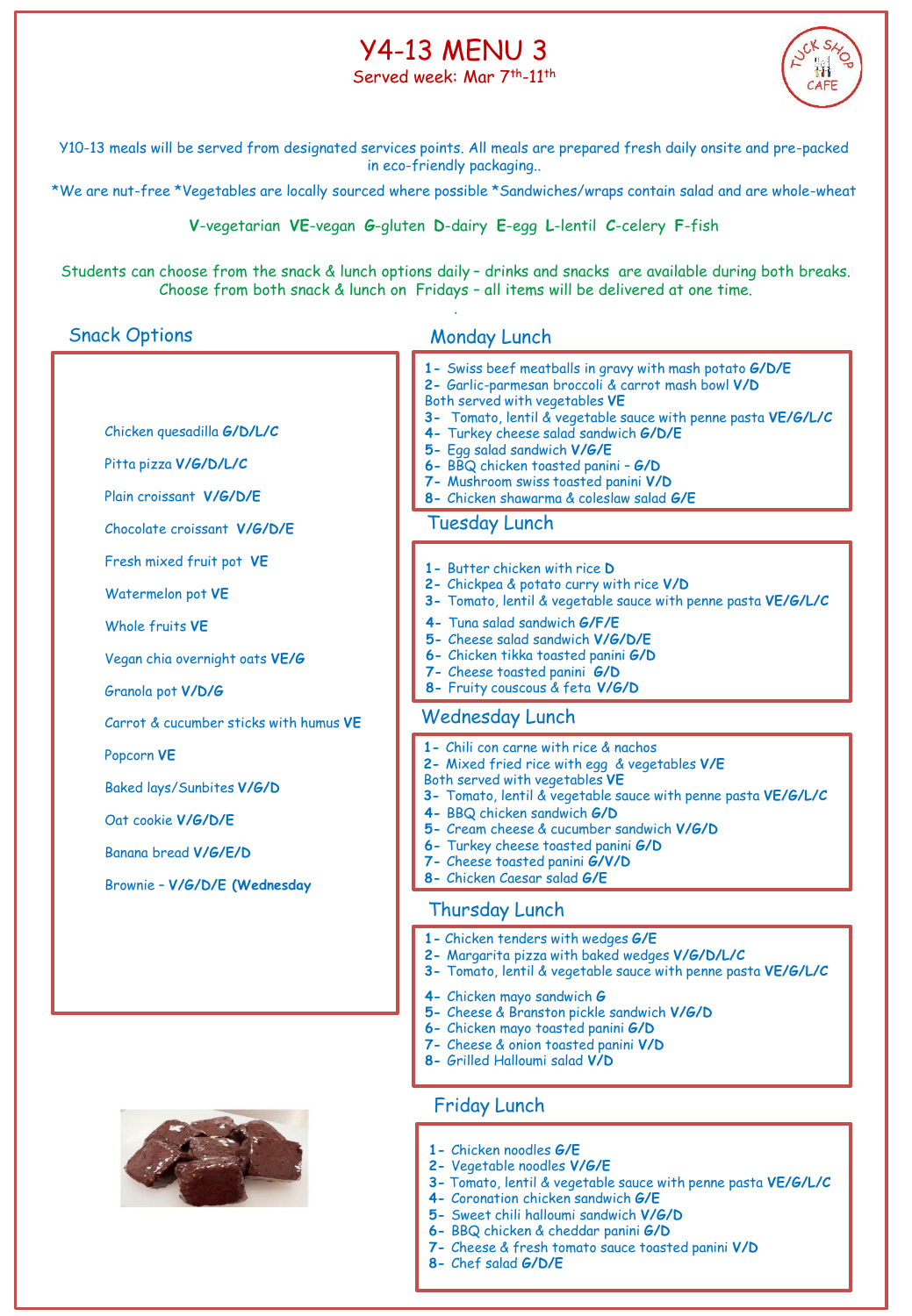# Y4-13 MENU 3

Served week: Mar 7th-11th

TUCK SHOP CAFE

Y10-13 meals will be served from designated services points. All meals are prepared fresh daily onsite and pre-packed in eco-friendly packaging..

*We are nut-free *Vegetables are locally sourced where possible *Sandwiches/wraps contain salad and are whole-wheat

**V**-vegetarian **VE**-vegan **G**-gluten **D**-dairy **E**-egg **L**-lentil **C**-celery **F**-fish

Students can choose from the snack & lunch options daily – drinks and snacks are available during both breaks. Choose from both snack & lunch on Fridays – all items will be delivered at one time.

## Snack Options

- Chicken quesadilla **G/D/L/C**
- Pitta pizza **V/G/D/L/C**
- Plain croissant **V/G/D/E**
- Chocolate croissant **V/G/D/E**
- Fresh mixed fruit pot **VE**
- Watermelon pot **VE**
- Whole fruits **VE**
- Vegan chia overnight oats **VE/G**
- Granola pot **V/D/G**
- Carrot & cucumber sticks with humus **VE**
- Popcorn **VE**
- Baked lays/Sunbites **V/G/D**
- Oat cookie **V/G/D/E**
- Banana bread **V/G/E/D**
- Brownie – **V/G/D/E (Wednesday**

## Monday Lunch

1- Swiss beef meatballs in gravy with mash potato **G/D/E**
2- Garlic-parmesan broccoli & carrot mash bowl **V/D**
Both served with vegetables **VE**
3- Tomato, lentil & vegetable sauce with penne pasta **VE/G/L/C**
4- Turkey cheese salad sandwich **G/D/E**
5- Egg salad sandwich **V/G/E**
6- BBQ chicken toasted panini – **G/D**
7- Mushroom swiss toasted panini **V/D**
8- Chicken shawarma & coleslaw salad **G/E**

## Tuesday Lunch

1- Butter chicken with rice **D**
2- Chickpea & potato curry with rice **V/D**
3- Tomato, lentil & vegetable sauce with penne pasta **VE/G/L/C**
4- Tuna salad sandwich **G/F/E**
5- Cheese salad sandwich **V/G/D/E**
6- Chicken tikka toasted panini **G/D**
7- Cheese toasted panini **G/D**
8- Fruity couscous & feta **V/G/D**

## Wednesday Lunch

1- Chili con carne with rice & nachos
2- Mixed fried rice with egg & vegetables **V/E**
Both served with vegetables **VE**
3- Tomato, lentil & vegetable sauce with penne pasta **VE/G/L/C**
4- BBQ chicken sandwich **G/D**
5- Cream cheese & cucumber sandwich **V/G/D**
6- Turkey cheese toasted panini **G/D**
7- Cheese toasted panini **G/V/D**
8- Chicken Caesar salad **G/E**

## Thursday Lunch

1- Chicken tenders with wedges **G/E**
2- Margarita pizza with baked wedges **V/G/D/L/C**
3- Tomato, lentil & vegetable sauce with penne pasta **VE/G/L/C**
4- Chicken mayo sandwich **G**
5- Cheese & Branston pickle sandwich **V/G/D**
6- Chicken mayo toasted panini **G/D**
7- Cheese & onion toasted panini **V/D**
8- Grilled Halloumi salad **V/D**

## Friday Lunch

1- Chicken noodles **G/E**
2- Vegetable noodles **V/G/E**
3- Tomato, lentil & vegetable sauce with penne pasta **VE/G/L/C**
4- Coronation chicken sandwich **G/E**
5- Sweet chili halloumi sandwich **V/G/D**
6- BBQ chicken & cheddar panini **G/D**
7- Cheese & fresh tomato sauce toasted panini **V/D**
8- Chef salad **G/D/E**